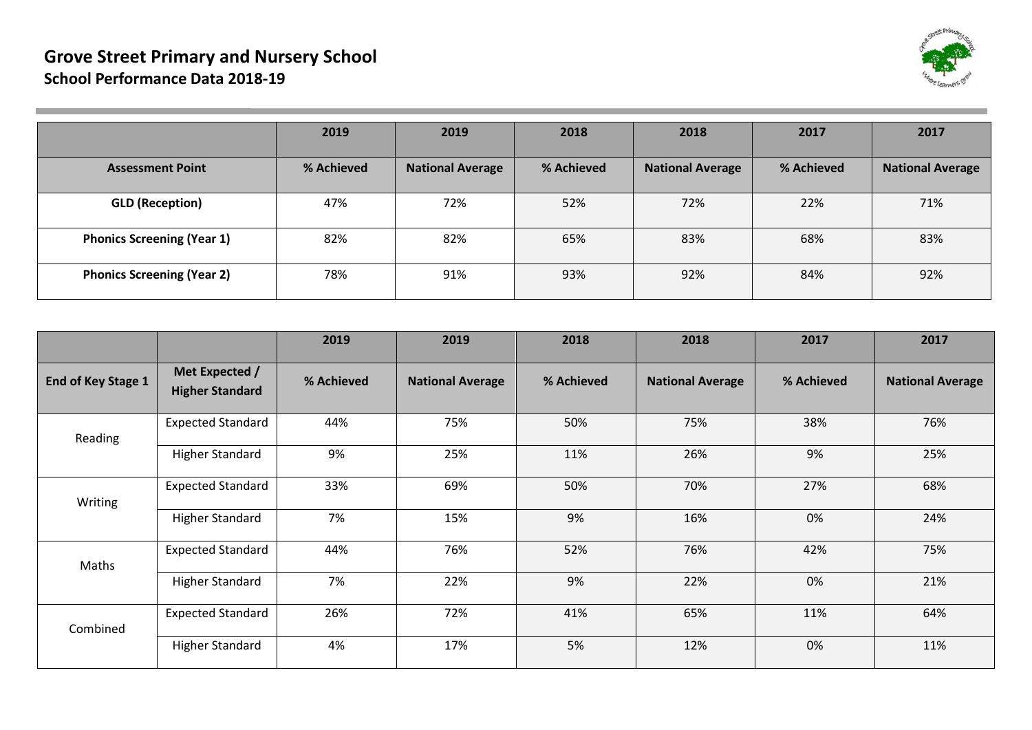# Grove Street Primary and Nursery School

## School Performance Data 2018-19

| | 2019 | 2019 | 2018 | 2018 | 2017 | 2017 |
|---|---|---|---|---|---|---|
| **Assessment Point** | **% Achieved** | **National Average** | **% Achieved** | **National Average** | **% Achieved** | **National Average** |
| **GLD (Reception)** | 47% | 72% | 52% | 72% | 22% | 71% |
| **Phonics Screening (Year 1)** | 82% | 82% | 65% | 83% | 68% | 83% |
| **Phonics Screening (Year 2)** | 78% | 91% | 93% | 92% | 84% | 92% |

| | | 2019 | 2019 | 2018 | 2018 | 2017 | 2017 |
|---|---|---|---|---|---|---|---|
| **End of Key Stage 1** | **Met Expected / Higher Standard** | **% Achieved** | **National Average** | **% Achieved** | **National Average** | **% Achieved** | **National Average** |
| Reading | Expected Standard | 44% | 75% | 50% | 75% | 38% | 76% |
| | Higher Standard | 9% | 25% | 11% | 26% | 9% | 25% |
| Writing | Expected Standard | 33% | 69% | 50% | 70% | 27% | 68% |
| | Higher Standard | 7% | 15% | 9% | 16% | 0% | 24% |
| Maths | Expected Standard | 44% | 76% | 52% | 76% | 42% | 75% |
| | Higher Standard | 7% | 22% | 9% | 22% | 0% | 21% |
| Combined | Expected Standard | 26% | 72% | 41% | 65% | 11% | 64% |
| | Higher Standard | 4% | 17% | 5% | 12% | 0% | 11% |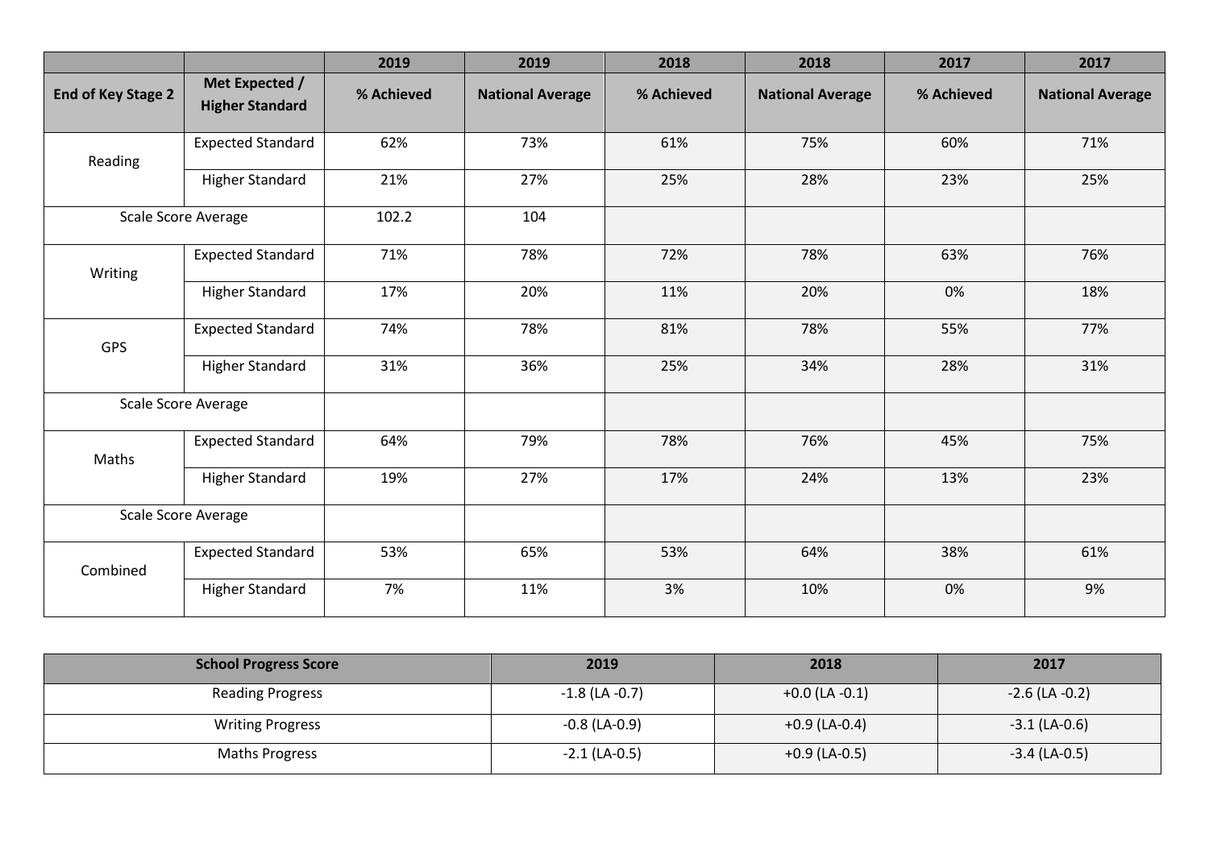| | | 2019 | 2019 | 2018 | 2018 | 2017 | 2017 |
|---|---|---|---|---|---|---|---|
| **End of Key Stage 2** | **Met Expected / Higher Standard** | **% Achieved** | **National Average** | **% Achieved** | **National Average** | **% Achieved** | **National Average** |
| Reading | Expected Standard | 62% | 73% | 61% | 75% | 60% | 71% |
| | Higher Standard | 21% | 27% | 25% | 28% | 23% | 25% |
| Scale Score Average | | 102.2 | 104 | | | | |
| Writing | Expected Standard | 71% | 78% | 72% | 78% | 63% | 76% |
| | Higher Standard | 17% | 20% | 11% | 20% | 0% | 18% |
| GPS | Expected Standard | 74% | 78% | 81% | 78% | 55% | 77% |
| | Higher Standard | 31% | 36% | 25% | 34% | 28% | 31% |
| Scale Score Average | | | | | | | |
| Maths | Expected Standard | 64% | 79% | 78% | 76% | 45% | 75% |
| | Higher Standard | 19% | 27% | 17% | 24% | 13% | 23% |
| Scale Score Average | | | | | | | |
| Combined | Expected Standard | 53% | 65% | 53% | 64% | 38% | 61% |
| | Higher Standard | 7% | 11% | 3% | 10% | 0% | 9% |

| School Progress Score | 2019 | 2018 | 2017 |
|---|---|---|---|
| Reading Progress | -1.8 (LA -0.7) | +0.0 (LA -0.1) | -2.6 (LA -0.2) |
| Writing Progress | -0.8 (LA-0.9) | +0.9 (LA-0.4) | -3.1 (LA-0.6) |
| Maths Progress | -2.1 (LA-0.5) | +0.9 (LA-0.5) | -3.4 (LA-0.5) |